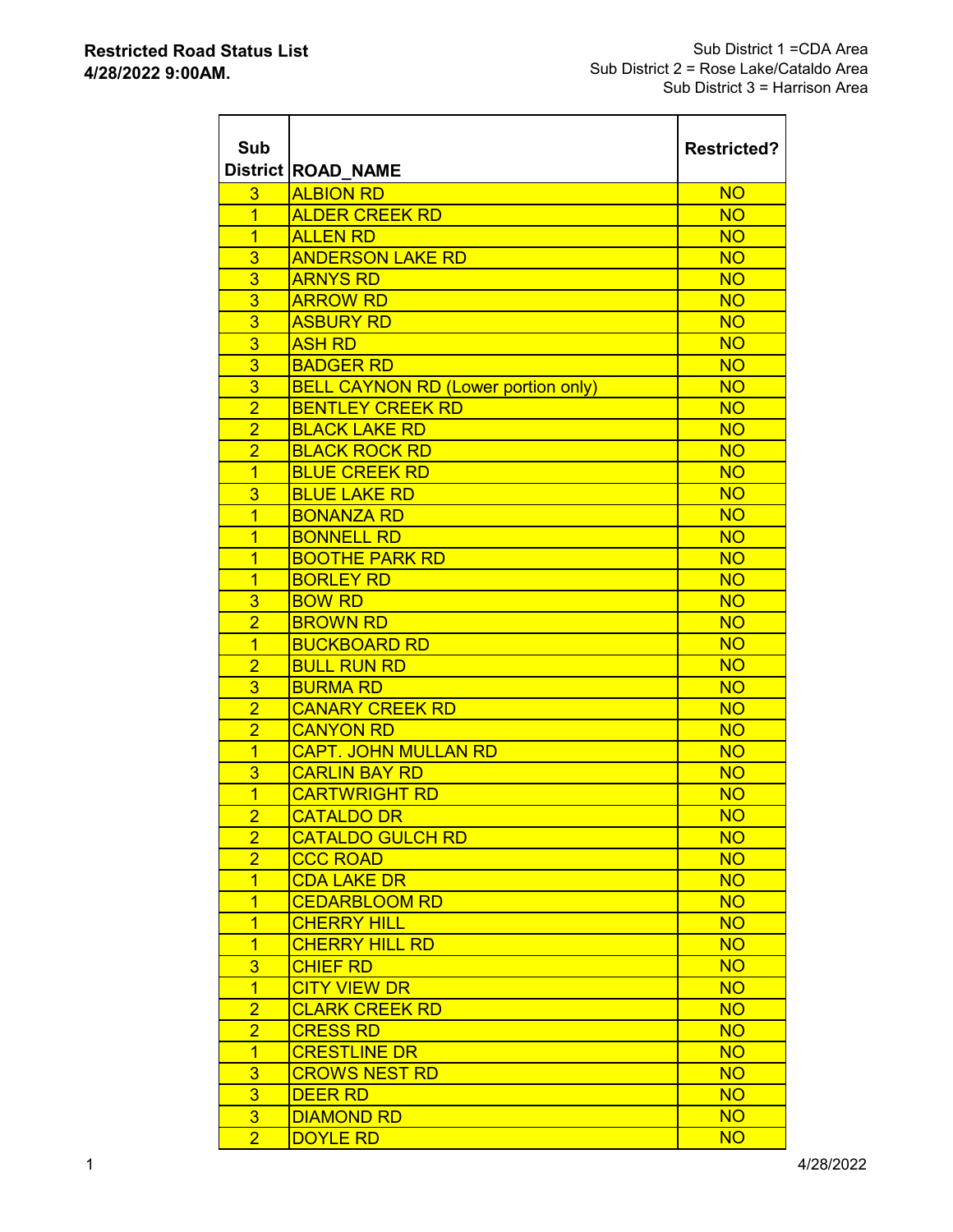**Restricted Road Status List**
**4/28/2022 9:00AM.**

Sub District 1 =CDA Area
Sub District 2 = Rose Lake/Cataldo Area
Sub District 3 = Harrison Area

| Sub District | ROAD_NAME | Restricted? |
|---|---|---|
| 3 | ALBION RD | NO |
| 1 | ALDER CREEK RD | NO |
| 1 | ALLEN RD | NO |
| 3 | ANDERSON LAKE RD | NO |
| 3 | ARNYS RD | NO |
| 3 | ARROW RD | NO |
| 3 | ASBURY RD | NO |
| 3 | ASH RD | NO |
| 3 | BADGER RD | NO |
| 3 | BELL CAYNON RD (Lower portion only) | NO |
| 2 | BENTLEY CREEK RD | NO |
| 2 | BLACK LAKE RD | NO |
| 2 | BLACK ROCK RD | NO |
| 1 | BLUE CREEK RD | NO |
| 3 | BLUE LAKE RD | NO |
| 1 | BONANZA RD | NO |
| 1 | BONNELL RD | NO |
| 1 | BOOTHE PARK RD | NO |
| 1 | BORLEY RD | NO |
| 3 | BOW RD | NO |
| 2 | BROWN RD | NO |
| 1 | BUCKBOARD RD | NO |
| 2 | BULL RUN RD | NO |
| 3 | BURMA RD | NO |
| 2 | CANARY CREEK RD | NO |
| 2 | CANYON RD | NO |
| 1 | CAPT. JOHN MULLAN RD | NO |
| 3 | CARLIN BAY RD | NO |
| 1 | CARTWRIGHT RD | NO |
| 2 | CATALDO DR | NO |
| 2 | CATALDO GULCH RD | NO |
| 2 | CCC ROAD | NO |
| 1 | CDA LAKE DR | NO |
| 1 | CEDARBLOOM RD | NO |
| 1 | CHERRY HILL | NO |
| 1 | CHERRY HILL RD | NO |
| 3 | CHIEF RD | NO |
| 1 | CITY VIEW DR | NO |
| 2 | CLARK CREEK RD | NO |
| 2 | CRESS RD | NO |
| 1 | CRESTLINE DR | NO |
| 3 | CROWS NEST RD | NO |
| 3 | DEER RD | NO |
| 3 | DIAMOND RD | NO |
| 2 | DOYLE RD | NO |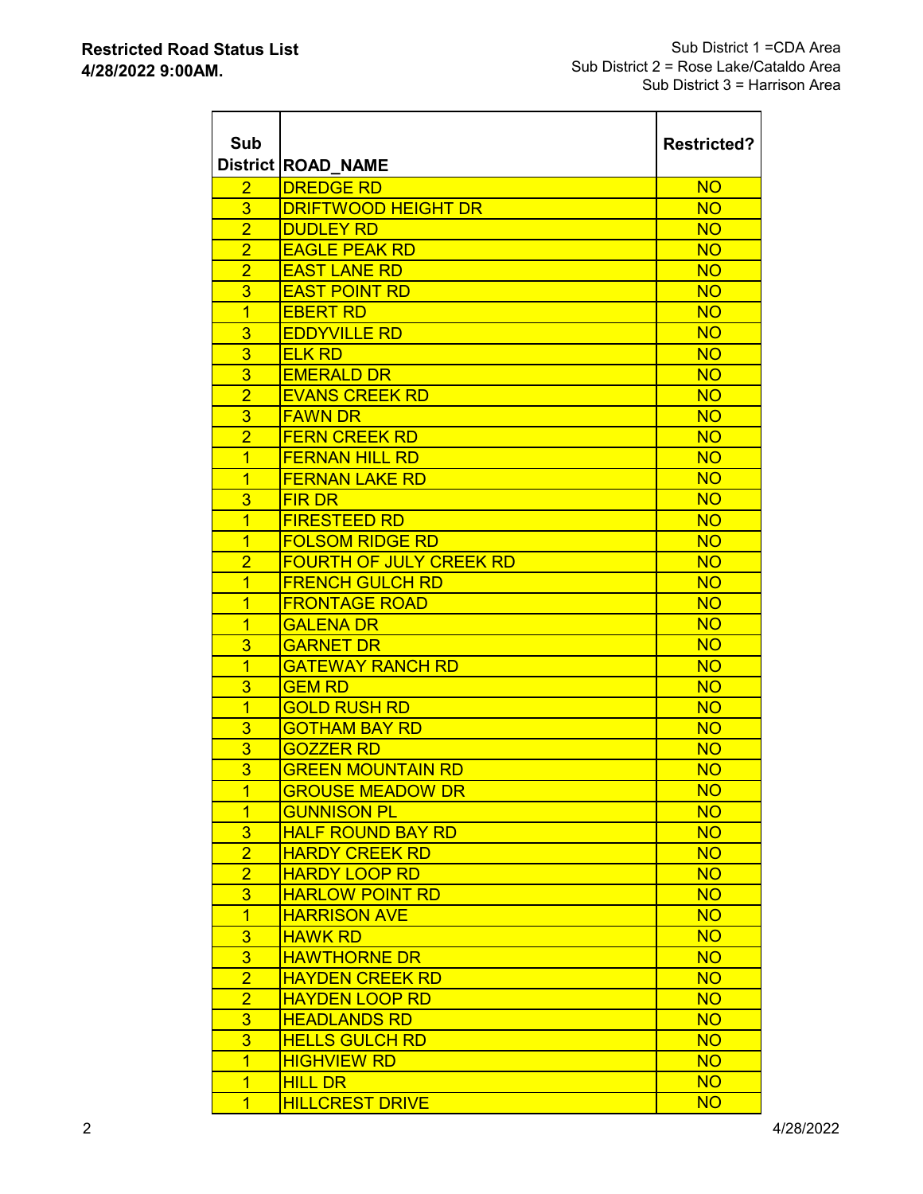**Restricted Road Status List**
**4/28/2022 9:00AM.**

Sub District 1 =CDA Area
Sub District 2 = Rose Lake/Cataldo Area
Sub District 3 = Harrison Area

| Sub District | ROAD_NAME | Restricted? |
|---|---|---|
| 2 | DREDGE RD | NO |
| 3 | DRIFTWOOD HEIGHT DR | NO |
| 2 | DUDLEY RD | NO |
| 2 | EAGLE PEAK RD | NO |
| 2 | EAST LANE RD | NO |
| 3 | EAST POINT RD | NO |
| 1 | EBERT RD | NO |
| 3 | EDDYVILLE RD | NO |
| 3 | ELK RD | NO |
| 3 | EMERALD DR | NO |
| 2 | EVANS CREEK RD | NO |
| 3 | FAWN DR | NO |
| 2 | FERN CREEK RD | NO |
| 1 | FERNAN HILL RD | NO |
| 1 | FERNAN LAKE RD | NO |
| 3 | FIR DR | NO |
| 1 | FIRESTEED RD | NO |
| 1 | FOLSOM RIDGE RD | NO |
| 2 | FOURTH OF JULY CREEK RD | NO |
| 1 | FRENCH GULCH RD | NO |
| 1 | FRONTAGE ROAD | NO |
| 1 | GALENA DR | NO |
| 3 | GARNET DR | NO |
| 1 | GATEWAY RANCH RD | NO |
| 3 | GEM RD | NO |
| 1 | GOLD RUSH RD | NO |
| 3 | GOTHAM BAY RD | NO |
| 3 | GOZZER RD | NO |
| 3 | GREEN MOUNTAIN RD | NO |
| 1 | GROUSE MEADOW DR | NO |
| 1 | GUNNISON PL | NO |
| 3 | HALF ROUND BAY RD | NO |
| 2 | HARDY CREEK RD | NO |
| 2 | HARDY LOOP RD | NO |
| 3 | HARLOW POINT RD | NO |
| 1 | HARRISON AVE | NO |
| 3 | HAWK RD | NO |
| 3 | HAWTHORNE DR | NO |
| 2 | HAYDEN CREEK RD | NO |
| 2 | HAYDEN LOOP RD | NO |
| 3 | HEADLANDS RD | NO |
| 3 | HELLS GULCH RD | NO |
| 1 | HIGHVIEW RD | NO |
| 1 | HILL DR | NO |
| 1 | HILLCREST DRIVE | NO |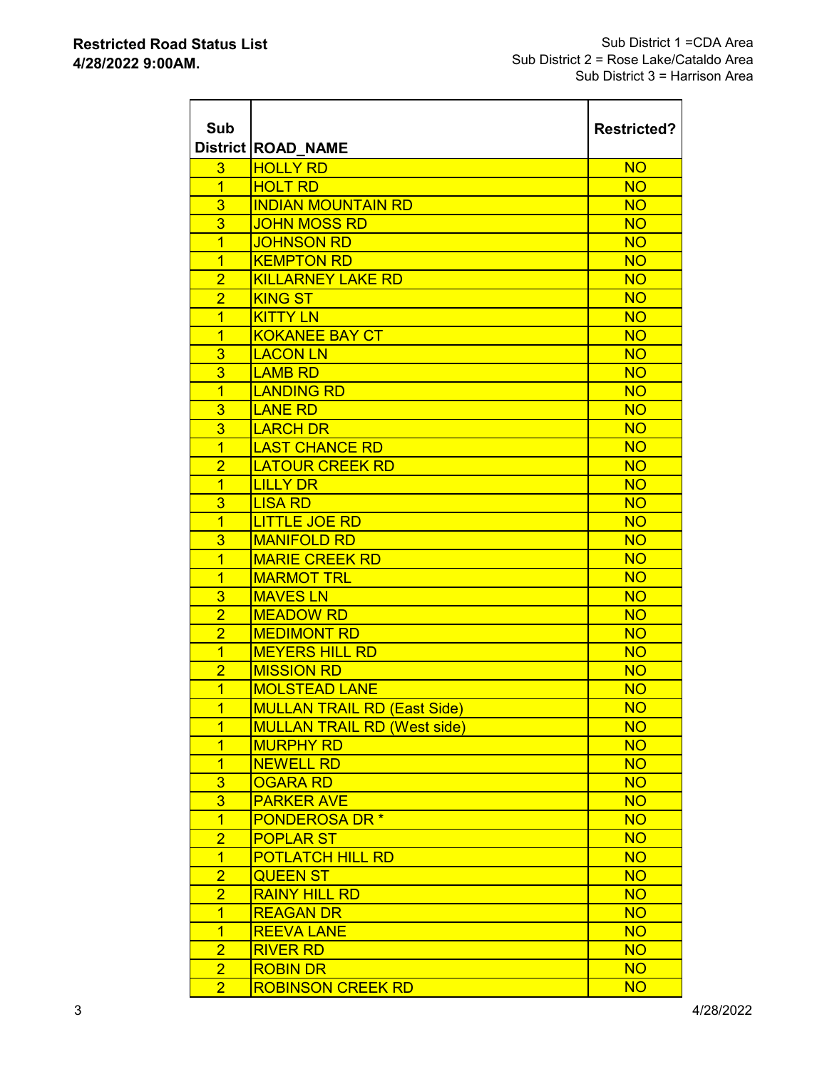**Restricted Road Status List**
**4/28/2022 9:00AM.**

Sub District 1 =CDA Area
Sub District 2 = Rose Lake/Cataldo Area
Sub District 3 = Harrison Area

| Sub District | ROAD_NAME | Restricted? |
|---|---|---|
| 3 | HOLLY RD | NO |
| 1 | HOLT RD | NO |
| 3 | INDIAN MOUNTAIN RD | NO |
| 3 | JOHN MOSS RD | NO |
| 1 | JOHNSON RD | NO |
| 1 | KEMPTON RD | NO |
| 2 | KILLARNEY LAKE RD | NO |
| 2 | KING ST | NO |
| 1 | KITTY LN | NO |
| 1 | KOKANEE BAY CT | NO |
| 3 | LACON LN | NO |
| 3 | LAMB RD | NO |
| 1 | LANDING RD | NO |
| 3 | LANE RD | NO |
| 3 | LARCH DR | NO |
| 1 | LAST CHANCE RD | NO |
| 2 | LATOUR CREEK RD | NO |
| 1 | LILLY DR | NO |
| 3 | LISA RD | NO |
| 1 | LITTLE JOE RD | NO |
| 3 | MANIFOLD RD | NO |
| 1 | MARIE CREEK RD | NO |
| 1 | MARMOT TRL | NO |
| 3 | MAVES LN | NO |
| 2 | MEADOW RD | NO |
| 2 | MEDIMONT RD | NO |
| 1 | MEYERS HILL RD | NO |
| 2 | MISSION RD | NO |
| 1 | MOLSTEAD LANE | NO |
| 1 | MULLAN TRAIL RD (East Side) | NO |
| 1 | MULLAN TRAIL RD (West side) | NO |
| 1 | MURPHY RD | NO |
| 1 | NEWELL RD | NO |
| 3 | OGARA RD | NO |
| 3 | PARKER AVE | NO |
| 1 | PONDEROSA DR * | NO |
| 2 | POPLAR ST | NO |
| 1 | POTLATCH HILL RD | NO |
| 2 | QUEEN ST | NO |
| 2 | RAINY HILL RD | NO |
| 1 | REAGAN DR | NO |
| 1 | REEVA LANE | NO |
| 2 | RIVER RD | NO |
| 2 | ROBIN DR | NO |
| 2 | ROBINSON CREEK RD | NO |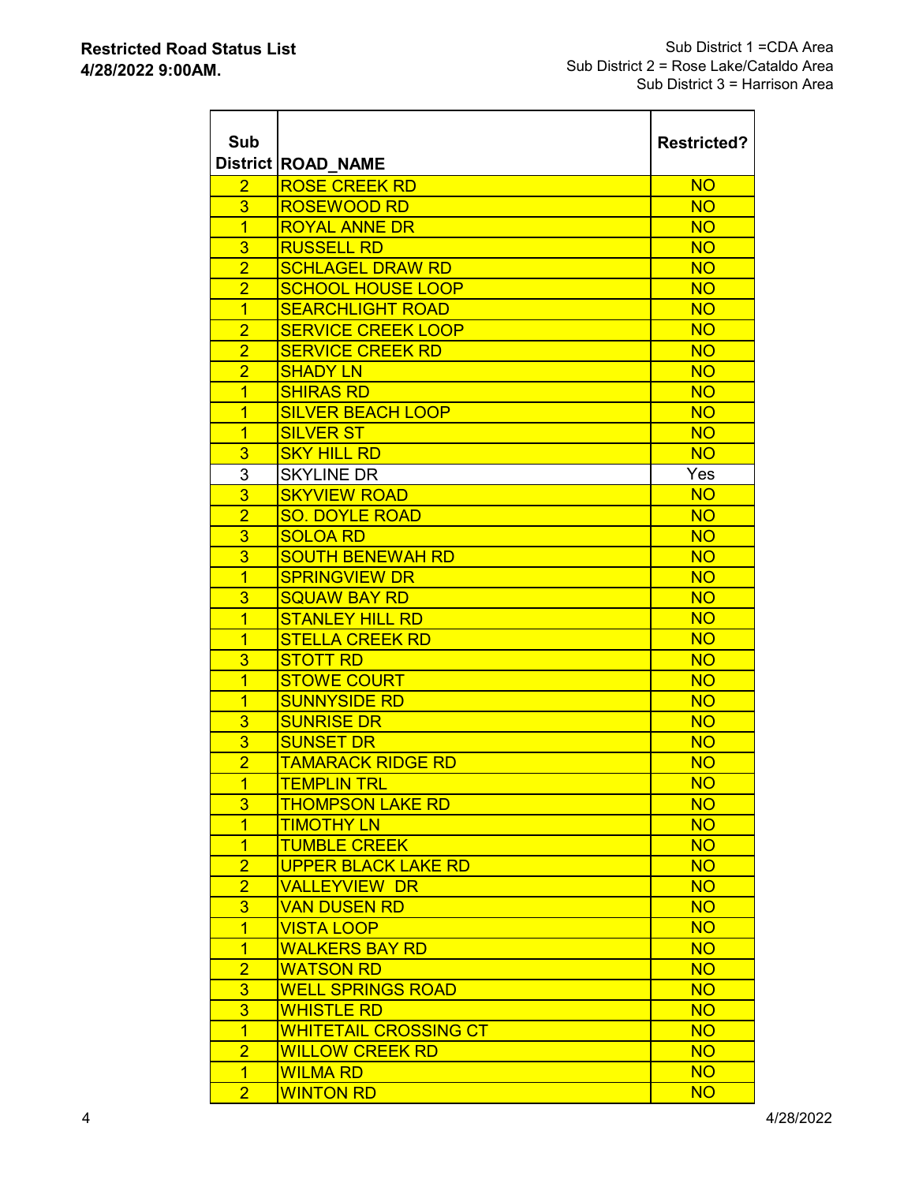**Restricted Road Status List**
**4/28/2022 9:00AM.**

Sub District 1 =CDA Area
Sub District 2 = Rose Lake/Cataldo Area
Sub District 3 = Harrison Area

| Sub District | ROAD_NAME | Restricted? |
|---|---|---|
| 2 | ROSE CREEK RD | NO |
| 3 | ROSEWOOD RD | NO |
| 1 | ROYAL ANNE DR | NO |
| 3 | RUSSELL RD | NO |
| 2 | SCHLAGEL DRAW RD | NO |
| 2 | SCHOOL HOUSE LOOP | NO |
| 1 | SEARCHLIGHT ROAD | NO |
| 2 | SERVICE CREEK LOOP | NO |
| 2 | SERVICE CREEK RD | NO |
| 2 | SHADY LN | NO |
| 1 | SHIRAS RD | NO |
| 1 | SILVER BEACH LOOP | NO |
| 1 | SILVER ST | NO |
| 3 | SKY HILL RD | NO |
| 3 | SKYLINE DR | Yes |
| 3 | SKYVIEW ROAD | NO |
| 2 | SO. DOYLE ROAD | NO |
| 3 | SOLOA RD | NO |
| 3 | SOUTH BENEWAH RD | NO |
| 1 | SPRINGVIEW DR | NO |
| 3 | SQUAW BAY RD | NO |
| 1 | STANLEY HILL RD | NO |
| 1 | STELLA CREEK RD | NO |
| 3 | STOTT RD | NO |
| 1 | STOWE COURT | NO |
| 1 | SUNNYSIDE RD | NO |
| 3 | SUNRISE DR | NO |
| 3 | SUNSET DR | NO |
| 2 | TAMARACK RIDGE RD | NO |
| 1 | TEMPLIN TRL | NO |
| 3 | THOMPSON LAKE RD | NO |
| 1 | TIMOTHY LN | NO |
| 1 | TUMBLE CREEK | NO |
| 2 | UPPER BLACK LAKE RD | NO |
| 2 | VALLEYVIEW DR | NO |
| 3 | VAN DUSEN RD | NO |
| 1 | VISTA LOOP | NO |
| 1 | WALKERS BAY RD | NO |
| 2 | WATSON RD | NO |
| 3 | WELL SPRINGS ROAD | NO |
| 3 | WHISTLE RD | NO |
| 1 | WHITETAIL CROSSING CT | NO |
| 2 | WILLOW CREEK RD | NO |
| 1 | WILMA RD | NO |
| 2 | WINTON RD | NO |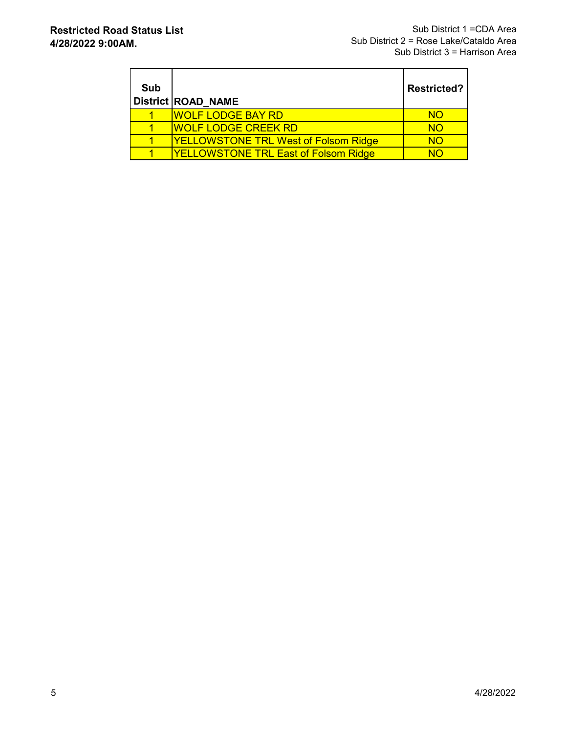**Restricted Road Status List**
**4/28/2022 9:00AM.**

Sub District 1 =CDA Area
Sub District 2 = Rose Lake/Cataldo Area
Sub District 3 = Harrison Area

| Sub District | ROAD_NAME | Restricted? |
|---|---|---|
| 1 | WOLF LODGE BAY RD | NO |
| 1 | WOLF LODGE CREEK RD | NO |
| 1 | YELLOWSTONE TRL West of Folsom Ridge | NO |
| 1 | YELLOWSTONE TRL East of Folsom Ridge | NO |